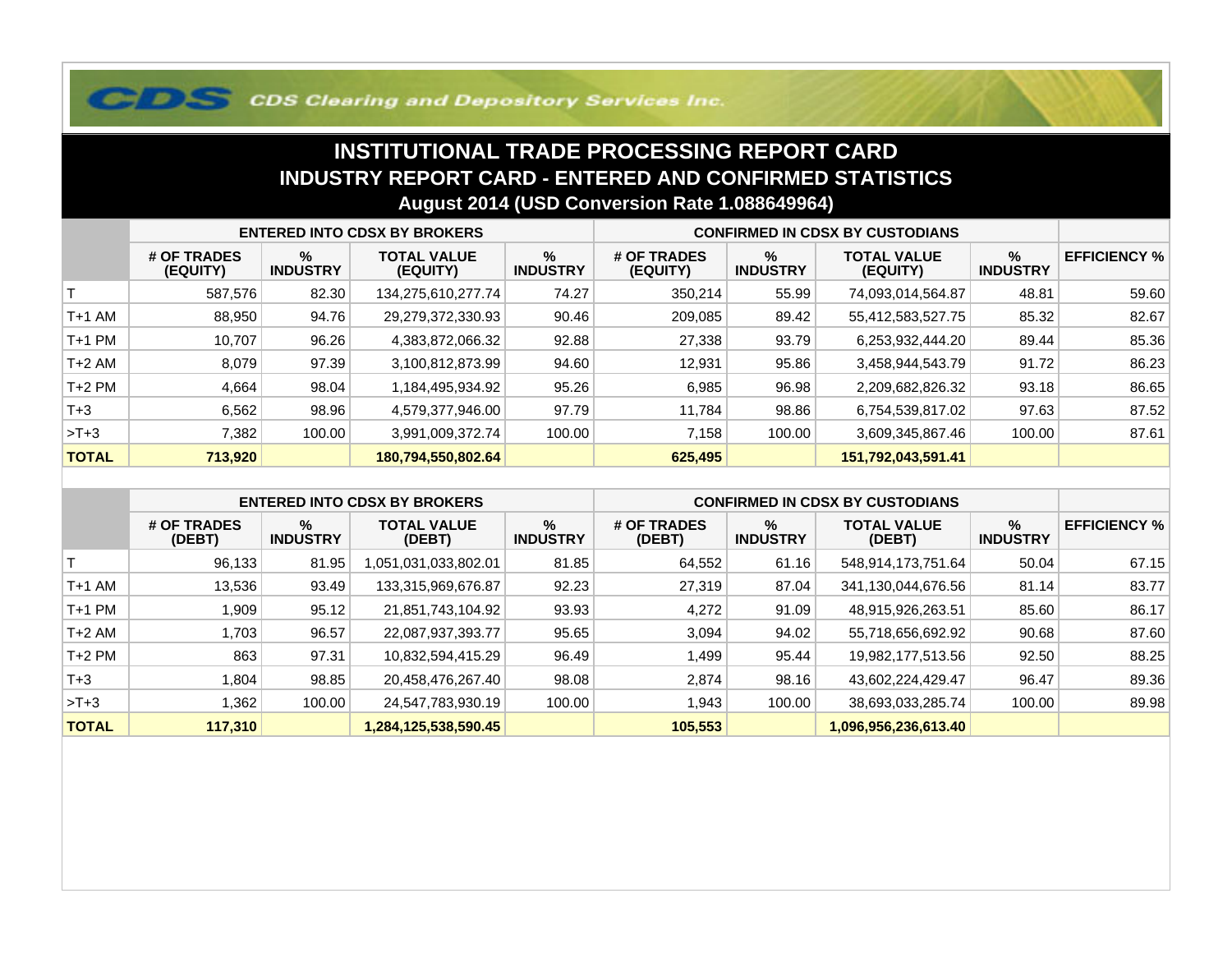CDS Clearing and Depository Services Inc.

# INSTITUTIONAL TRADE PROCESSING REPORT CARD

## INDUSTRY REPORT CARD - ENTERED AND CONFIRMED STATISTICS

### August 2014 (USD Conversion Rate 1.088649964)

| | ENTERED INTO CDSX BY BROKERS | | | | CONFIRMED IN CDSX BY CUSTODIANS | | | | |
|---|---|---|---|---|---|---|---|---|---|
| | # OF TRADES (EQUITY) | % INDUSTRY | TOTAL VALUE (EQUITY) | % INDUSTRY | # OF TRADES (EQUITY) | % INDUSTRY | TOTAL VALUE (EQUITY) | % INDUSTRY | EFFICIENCY % |
| T | 587,576 | 82.30 | 134,275,610,277.74 | 74.27 | 350,214 | 55.99 | 74,093,014,564.87 | 48.81 | 59.60 |
| T+1 AM | 88,950 | 94.76 | 29,279,372,330.93 | 90.46 | 209,085 | 89.42 | 55,412,583,527.75 | 85.32 | 82.67 |
| T+1 PM | 10,707 | 96.26 | 4,383,872,066.32 | 92.88 | 27,338 | 93.79 | 6,253,932,444.20 | 89.44 | 85.36 |
| T+2 AM | 8,079 | 97.39 | 3,100,812,873.99 | 94.60 | 12,931 | 95.86 | 3,458,944,543.79 | 91.72 | 86.23 |
| T+2 PM | 4,664 | 98.04 | 1,184,495,934.92 | 95.26 | 6,985 | 96.98 | 2,209,682,826.32 | 93.18 | 86.65 |
| T+3 | 6,562 | 98.96 | 4,579,377,946.00 | 97.79 | 11,784 | 98.86 | 6,754,539,817.02 | 97.63 | 87.52 |
| >T+3 | 7,382 | 100.00 | 3,991,009,372.74 | 100.00 | 7,158 | 100.00 | 3,609,345,867.46 | 100.00 | 87.61 |
| **TOTAL** | **713,920** | | **180,794,550,802.64** | | **625,495** | | **151,792,043,591.41** | | |

| | ENTERED INTO CDSX BY BROKERS | | | | CONFIRMED IN CDSX BY CUSTODIANS | | | | |
|---|---|---|---|---|---|---|---|---|---|
| | # OF TRADES (DEBT) | % INDUSTRY | TOTAL VALUE (DEBT) | % INDUSTRY | # OF TRADES (DEBT) | % INDUSTRY | TOTAL VALUE (DEBT) | % INDUSTRY | EFFICIENCY % |
| T | 96,133 | 81.95 | 1,051,031,033,802.01 | 81.85 | 64,552 | 61.16 | 548,914,173,751.64 | 50.04 | 67.15 |
| T+1 AM | 13,536 | 93.49 | 133,315,969,676.87 | 92.23 | 27,319 | 87.04 | 341,130,044,676.56 | 81.14 | 83.77 |
| T+1 PM | 1,909 | 95.12 | 21,851,743,104.92 | 93.93 | 4,272 | 91.09 | 48,915,926,263.51 | 85.60 | 86.17 |
| T+2 AM | 1,703 | 96.57 | 22,087,937,393.77 | 95.65 | 3,094 | 94.02 | 55,718,656,692.92 | 90.68 | 87.60 |
| T+2 PM | 863 | 97.31 | 10,832,594,415.29 | 96.49 | 1,499 | 95.44 | 19,982,177,513.56 | 92.50 | 88.25 |
| T+3 | 1,804 | 98.85 | 20,458,476,267.40 | 98.08 | 2,874 | 98.16 | 43,602,224,429.47 | 96.47 | 89.36 |
| >T+3 | 1,362 | 100.00 | 24,547,783,930.19 | 100.00 | 1,943 | 100.00 | 38,693,033,285.74 | 100.00 | 89.98 |
| **TOTAL** | **117,310** | | **1,284,125,538,590.45** | | **105,553** | | **1,096,956,236,613.40** | | |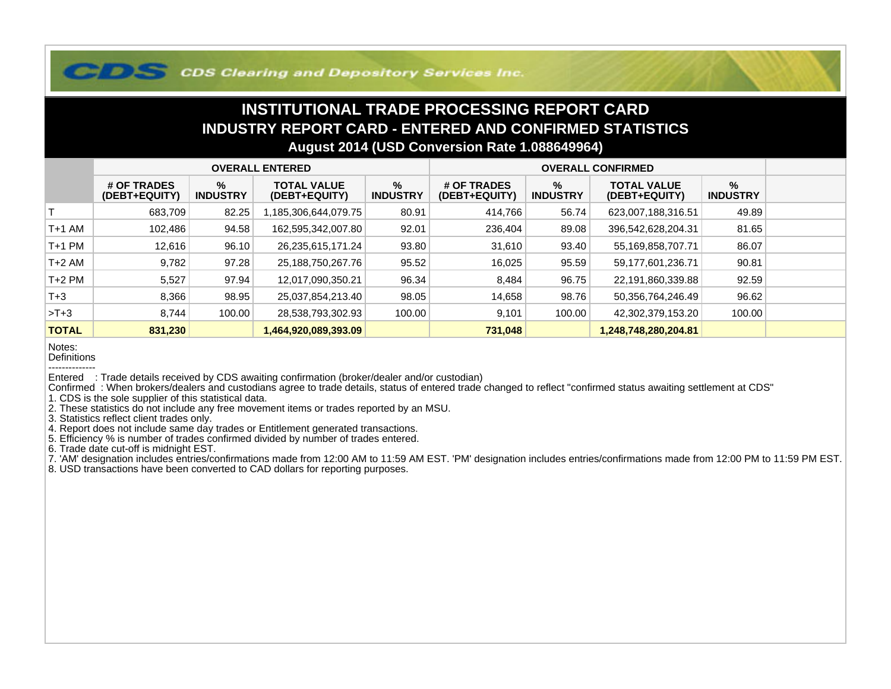CDS Clearing and Depository Services Inc.

# INSTITUTIONAL TRADE PROCESSING REPORT CARD

## INDUSTRY REPORT CARD - ENTERED AND CONFIRMED STATISTICS

### August 2014 (USD Conversion Rate 1.088649964)

| | OVERALL ENTERED | | | | OVERALL CONFIRMED | | | | |
|---|---|---|---|---|---|---|---|---|---|
| | # OF TRADES (DEBT+EQUITY) | % INDUSTRY | TOTAL VALUE (DEBT+EQUITY) | % INDUSTRY | # OF TRADES (DEBT+EQUITY) | % INDUSTRY | TOTAL VALUE (DEBT+EQUITY) | % INDUSTRY | |
| T | 683,709 | 82.25 | 1,185,306,644,079.75 | 80.91 | 414,766 | 56.74 | 623,007,188,316.51 | 49.89 | |
| T+1 AM | 102,486 | 94.58 | 162,595,342,007.80 | 92.01 | 236,404 | 89.08 | 396,542,628,204.31 | 81.65 | |
| T+1 PM | 12,616 | 96.10 | 26,235,615,171.24 | 93.80 | 31,610 | 93.40 | 55,169,858,707.71 | 86.07 | |
| T+2 AM | 9,782 | 97.28 | 25,188,750,267.76 | 95.52 | 16,025 | 95.59 | 59,177,601,236.71 | 90.81 | |
| T+2 PM | 5,527 | 97.94 | 12,017,090,350.21 | 96.34 | 8,484 | 96.75 | 22,191,860,339.88 | 92.59 | |
| T+3 | 8,366 | 98.95 | 25,037,854,213.40 | 98.05 | 14,658 | 98.76 | 50,356,764,246.49 | 96.62 | |
| >T+3 | 8,744 | 100.00 | 28,538,793,302.93 | 100.00 | 9,101 | 100.00 | 42,302,379,153.20 | 100.00 | |
| **TOTAL** | **831,230** | | **1,464,920,089,393.09** | | **731,048** | | **1,248,748,280,204.81** | | |

Notes:
Definitions
--------------
Entered : Trade details received by CDS awaiting confirmation (broker/dealer and/or custodian)
Confirmed : When brokers/dealers and custodians agree to trade details, status of entered trade changed to reflect "confirmed status awaiting settlement at CDS"
1. CDS is the sole supplier of this statistical data.
2. These statistics do not include any free movement items or trades reported by an MSU.
3. Statistics reflect client trades only.
4. Report does not include same day trades or Entitlement generated transactions.
5. Efficiency % is number of trades confirmed divided by number of trades entered.
6. Trade date cut-off is midnight EST.
7. 'AM' designation includes entries/confirmations made from 12:00 AM to 11:59 AM EST. 'PM' designation includes entries/confirmations made from 12:00 PM to 11:59 PM EST.
8. USD transactions have been converted to CAD dollars for reporting purposes.